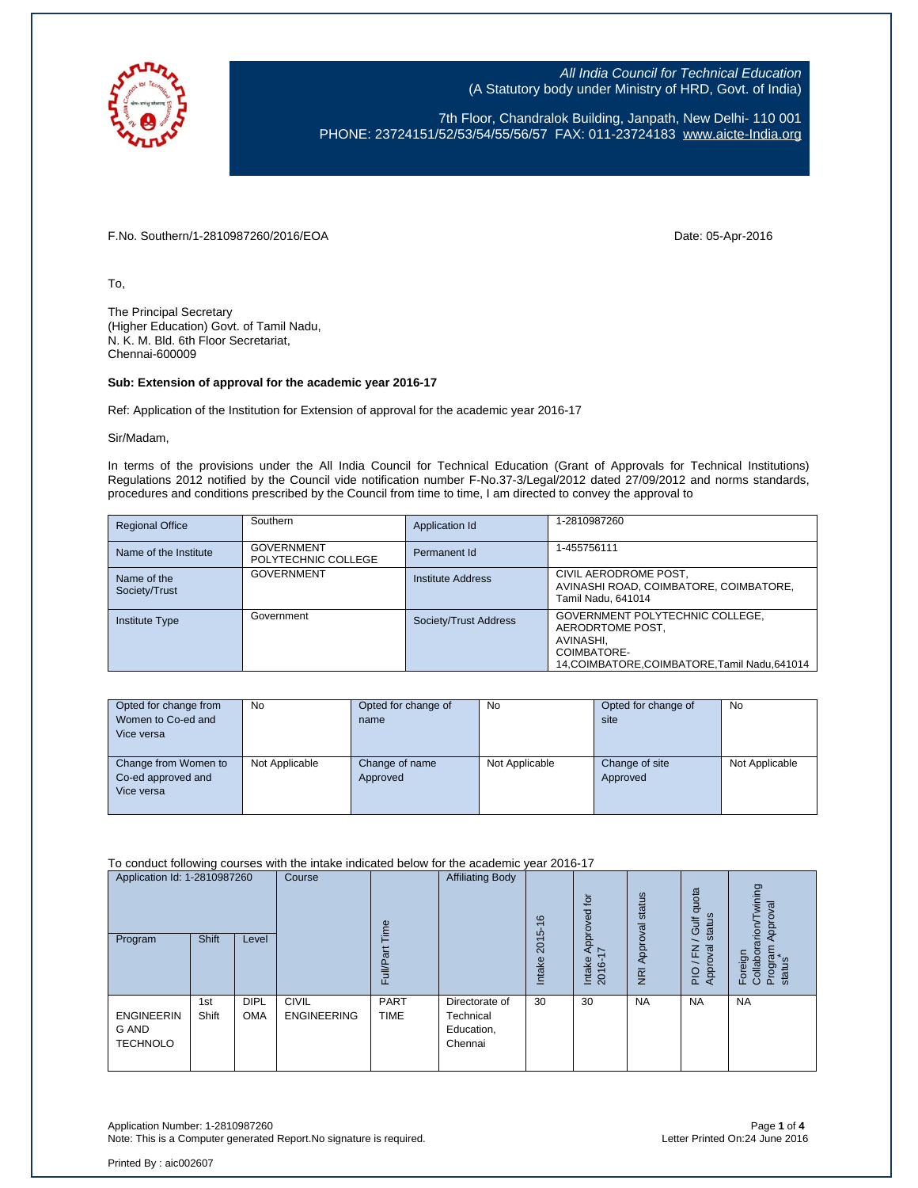*All India Council for Technical Education*
(A Statutory body under Ministry of HRD, Govt. of India)

7th Floor, Chandralok Building, Janpath, New Delhi- 110 001
PHONE: 23724151/52/53/54/55/56/57 FAX: 011-23724183 www.aicte-India.org

F.No. Southern/1-2810987260/2016/EOA

Date: 05-Apr-2016

To,

The Principal Secretary
(Higher Education) Govt. of Tamil Nadu,
N. K. M. Bld. 6th Floor Secretariat,
Chennai-600009

**Sub: Extension of approval for the academic year 2016-17**

Ref: Application of the Institution for Extension of approval for the academic year 2016-17

Sir/Madam,

In terms of the provisions under the All India Council for Technical Education (Grant of Approvals for Technical Institutions) Regulations 2012 notified by the Council vide notification number F-No.37-3/Legal/2012 dated 27/09/2012 and norms standards, procedures and conditions prescribed by the Council from time to time, I am directed to convey the approval to

| Regional Office | Southern | Application Id | 1-2810987260 |
|---|---|---|---|
| Name of the Institute | GOVERNMENT POLYTECHNIC COLLEGE | Permanent Id | 1-455756111 |
| Name of the Society/Trust | GOVERNMENT | Institute Address | CIVIL AERODROME POST, AVINASHI ROAD, COIMBATORE, COIMBATORE, Tamil Nadu, 641014 |
| Institute Type | Government | Society/Trust Address | GOVERNMENT POLYTECHNIC COLLEGE, AERODRTOME POST, AVINASHI, COIMBATORE-14,COIMBATORE,COIMBATORE,Tamil Nadu,641014 |

| Opted for change from Women to Co-ed and Vice versa | No | Opted for change of name | No | Opted for change of site | No |
|---|---|---|---|---|---|
| Change from Women to Co-ed approved and Vice versa | Not Applicable | Change of name Approved | Not Applicable | Change of site Approved | Not Applicable |

To conduct following courses with the intake indicated below for the academic year 2016-17

| Application Id: 1-2810987260 | | | Course | Full/Part Time | Affiliating Body | Intake 2015-16 | Intake Approved for 2016-17 | NRI Approval status | PIO / FN / Gulf quota Approval status | Foreign Collaboration/Twining Program Approval status* |
|---|---|---|---|---|---|---|---|---|---|---|
| Program | Shift | Level | | | | | | | | |
| ENGINEERING AND TECHNOLO | 1st Shift | DIPLOMA | CIVIL ENGINEERING | PART TIME | Directorate of Technical Education, Chennai | 30 | 30 | NA | NA | NA |

Application Number: 1-2810987260
Note: This is a Computer generated Report.No signature is required.

Letter Printed On:24 June 2016

Printed By : aic002607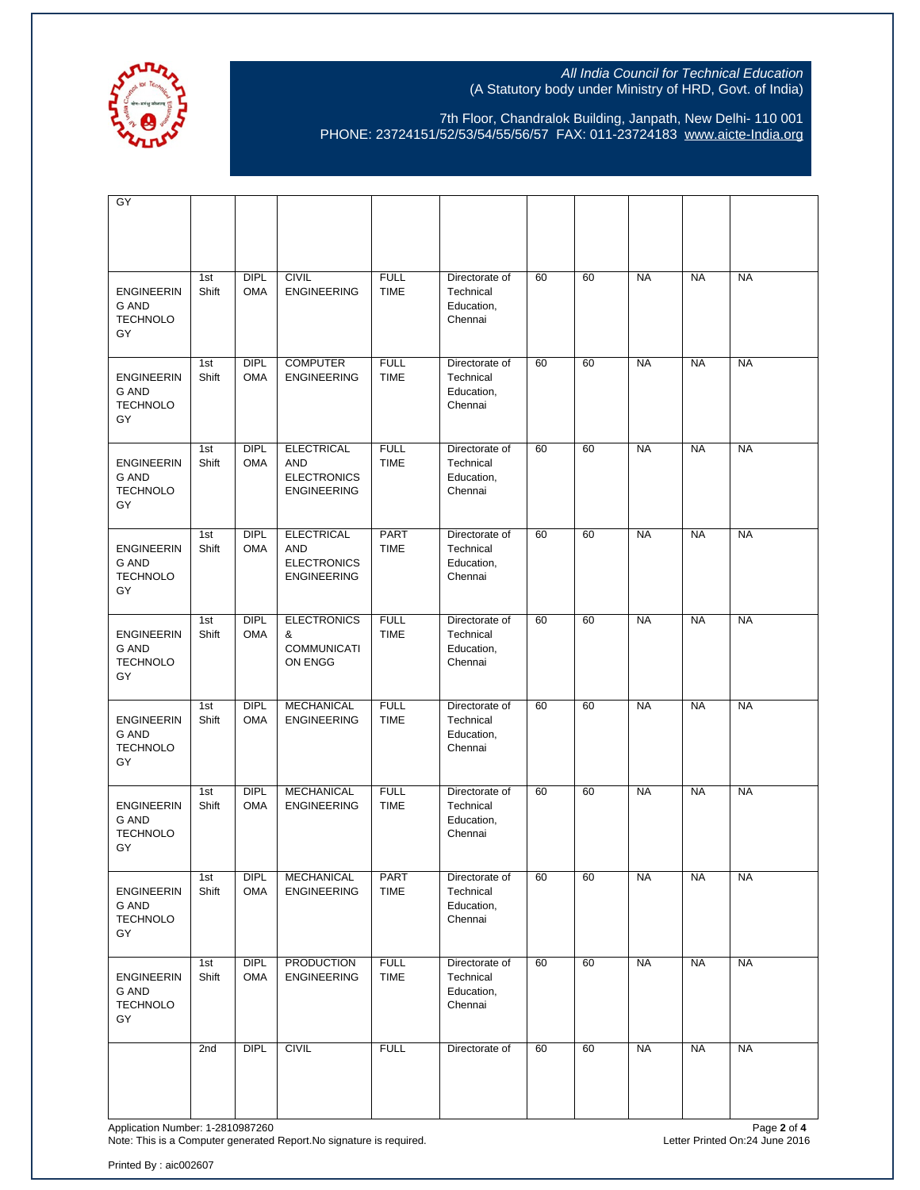| GY | | | | | | | | | | |
|---|---|---|---|---|---|---|---|---|---|---|
| ENGINEERING AND TECHNOLOGY | 1st Shift | DIPLOMA | CIVIL ENGINEERING | FULL TIME | Directorate of Technical Education, Chennai | 60 | 60 | NA | NA | NA |
| ENGINEERING AND TECHNOLOGY | 1st Shift | DIPLOMA | COMPUTER ENGINEERING | FULL TIME | Directorate of Technical Education, Chennai | 60 | 60 | NA | NA | NA |
| ENGINEERING AND TECHNOLOGY | 1st Shift | DIPLOMA | ELECTRICAL AND ELECTRONICS ENGINEERING | FULL TIME | Directorate of Technical Education, Chennai | 60 | 60 | NA | NA | NA |
| ENGINEERING AND TECHNOLOGY | 1st Shift | DIPLOMA | ELECTRICAL AND ELECTRONICS ENGINEERING | PART TIME | Directorate of Technical Education, Chennai | 60 | 60 | NA | NA | NA |
| ENGINEERING AND TECHNOLOGY | 1st Shift | DIPLOMA | ELECTRONICS & COMMUNICATION ENGG | FULL TIME | Directorate of Technical Education, Chennai | 60 | 60 | NA | NA | NA |
| ENGINEERING AND TECHNOLOGY | 1st Shift | DIPLOMA | MECHANICAL ENGINEERING | FULL TIME | Directorate of Technical Education, Chennai | 60 | 60 | NA | NA | NA |
| ENGINEERING AND TECHNOLOGY | 1st Shift | DIPLOMA | MECHANICAL ENGINEERING | FULL TIME | Directorate of Technical Education, Chennai | 60 | 60 | NA | NA | NA |
| ENGINEERING AND TECHNOLOGY | 1st Shift | DIPLOMA | MECHANICAL ENGINEERING | PART TIME | Directorate of Technical Education, Chennai | 60 | 60 | NA | NA | NA |
| ENGINEERING AND TECHNOLOGY | 1st Shift | DIPLOMA | PRODUCTION ENGINEERING | FULL TIME | Directorate of Technical Education, Chennai | 60 | 60 | NA | NA | NA |
| | 2nd | DIPL | CIVIL | FULL | Directorate of | 60 | 60 | NA | NA | NA |

Application Number: 1-2810987260
Note: This is a Computer generated Report.No signature is required.
Letter Printed On:24 June 2016

Printed By : aic002607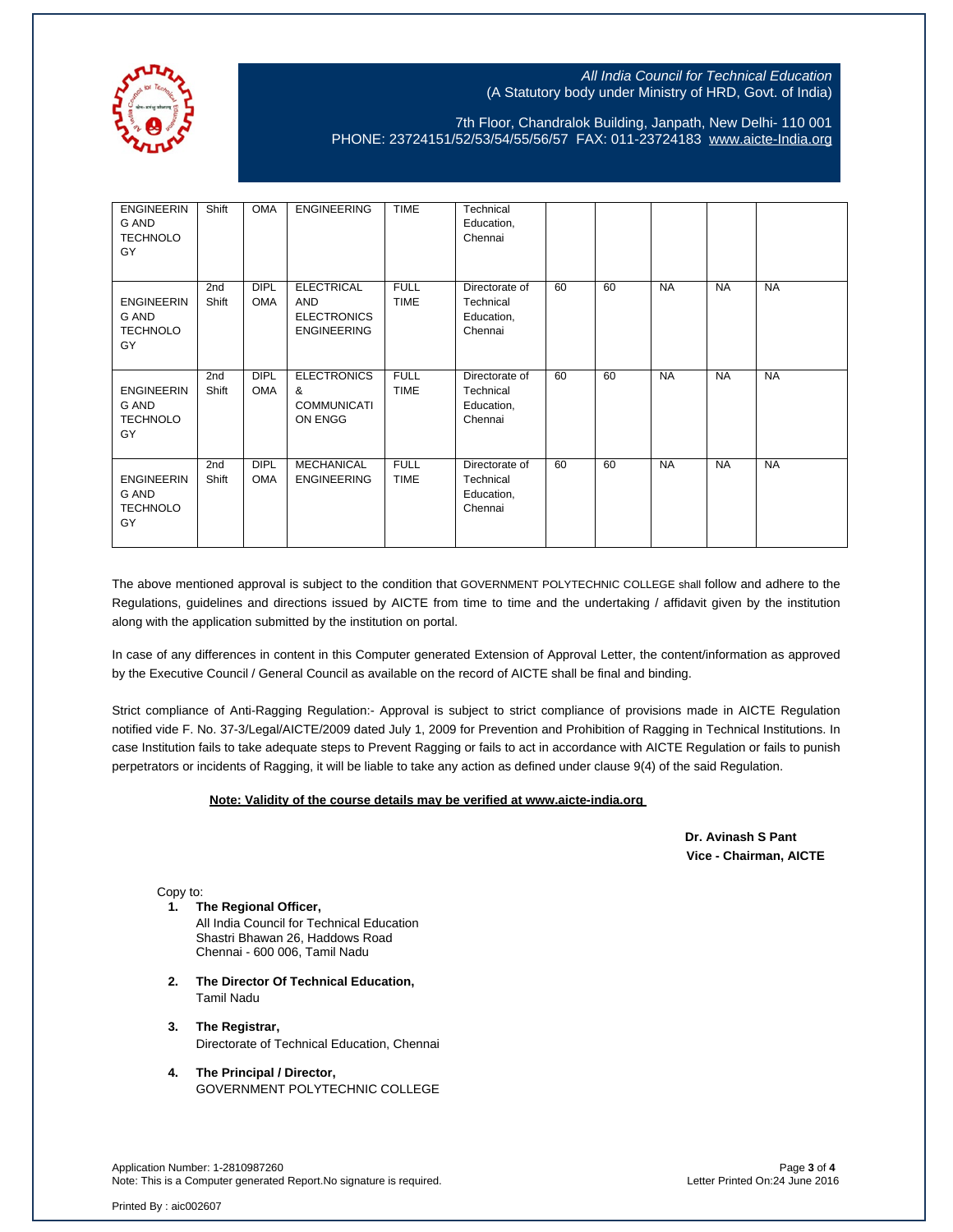| | | | | | | | | | | |
|---|---|---|---|---|---|---|---|---|---|---|
| ENGINEERING AND TECHNOLOGY | Shift | OMA | ENGINEERING | TIME | Technical Education, Chennai | | | | | |
| ENGINEERING AND TECHNOLOGY | 2nd Shift | DIPLOMA | ELECTRICAL AND ELECTRONICS ENGINEERING | FULL TIME | Directorate of Technical Education, Chennai | 60 | 60 | NA | NA | NA |
| ENGINEERING AND TECHNOLOGY | 2nd Shift | DIPLOMA | ELECTRONICS & COMMUNICATION ENGG | FULL TIME | Directorate of Technical Education, Chennai | 60 | 60 | NA | NA | NA |
| ENGINEERING AND TECHNOLOGY | 2nd Shift | DIPLOMA | MECHANICAL ENGINEERING | FULL TIME | Directorate of Technical Education, Chennai | 60 | 60 | NA | NA | NA |

The above mentioned approval is subject to the condition that GOVERNMENT POLYTECHNIC COLLEGE shall follow and adhere to the Regulations, guidelines and directions issued by AICTE from time to time and the undertaking / affidavit given by the institution along with the application submitted by the institution on portal.

In case of any differences in content in this Computer generated Extension of Approval Letter, the content/information as approved by the Executive Council / General Council as available on the record of AICTE shall be final and binding.

Strict compliance of Anti-Ragging Regulation:- Approval is subject to strict compliance of provisions made in AICTE Regulation notified vide F. No. 37-3/Legal/AICTE/2009 dated July 1, 2009 for Prevention and Prohibition of Ragging in Technical Institutions. In case Institution fails to take adequate steps to Prevent Ragging or fails to act in accordance with AICTE Regulation or fails to punish perpetrators or incidents of Ragging, it will be liable to take any action as defined under clause 9(4) of the said Regulation.

**Note: Validity of the course details may be verified at www.aicte-india.org**

**Dr. Avinash S Pant**
**Vice - Chairman, AICTE**

Copy to:

1. **The Regional Officer,**
   All India Council for Technical Education
   Shastri Bhawan 26, Haddows Road
   Chennai - 600 006, Tamil Nadu
2. **The Director Of Technical Education,**
   Tamil Nadu
3. **The Registrar,**
   Directorate of Technical Education, Chennai
4. **The Principal / Director,**
   GOVERNMENT POLYTECHNIC COLLEGE

Application Number: 1-2810987260
Note: This is a Computer generated Report.No signature is required.

Letter Printed On:24 June 2016

Printed By : aic002607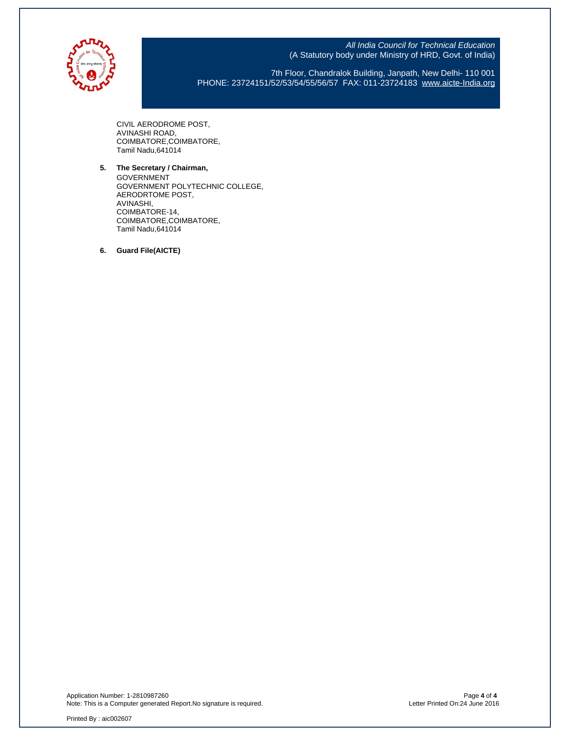CIVIL AERODROME POST,
AVINASHI ROAD,
COIMBATORE,COIMBATORE,
Tamil Nadu,641014

5. **The Secretary / Chairman,**
GOVERNMENT
GOVERNMENT POLYTECHNIC COLLEGE,
AERODRTOME POST,
AVINASHI,
COIMBATORE-14,
COIMBATORE,COIMBATORE,
Tamil Nadu,641014

6. **Guard File(AICTE)**